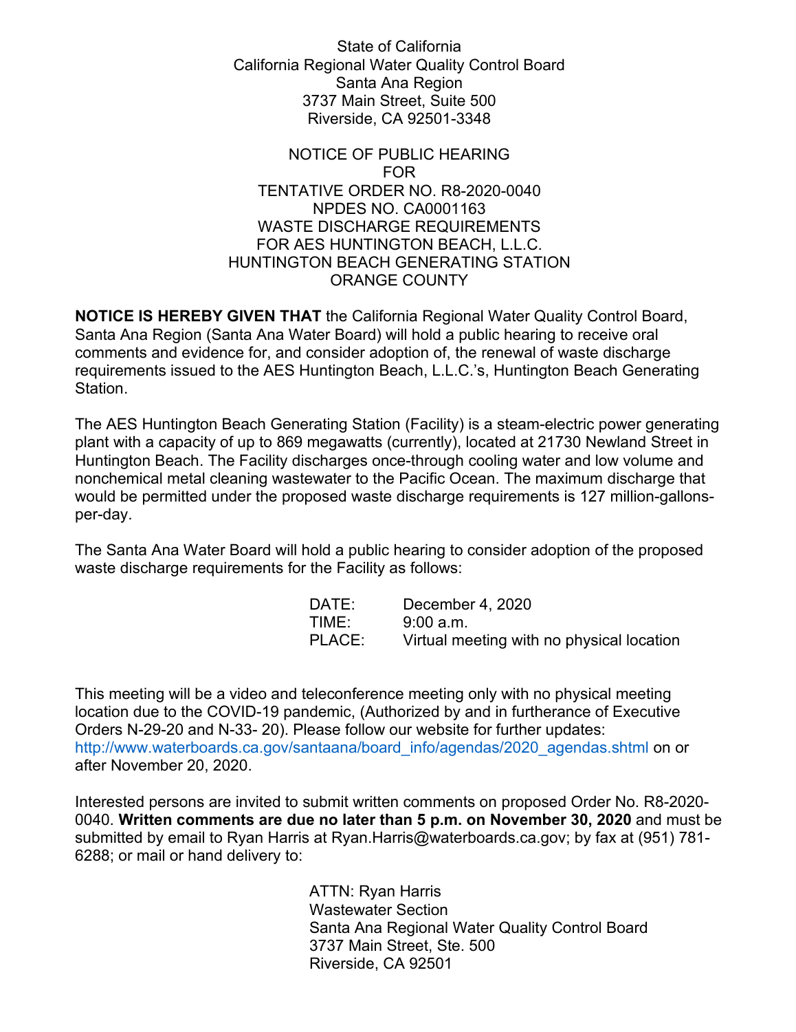State of California
California Regional Water Quality Control Board
Santa Ana Region
3737 Main Street, Suite 500
Riverside, CA 92501-3348

NOTICE OF PUBLIC HEARING
FOR
TENTATIVE ORDER NO. R8-2020-0040
NPDES NO. CA0001163
WASTE DISCHARGE REQUIREMENTS
FOR AES HUNTINGTON BEACH, L.L.C.
HUNTINGTON BEACH GENERATING STATION
ORANGE COUNTY

**NOTICE IS HEREBY GIVEN THAT** the California Regional Water Quality Control Board, Santa Ana Region (Santa Ana Water Board) will hold a public hearing to receive oral comments and evidence for, and consider adoption of, the renewal of waste discharge requirements issued to the AES Huntington Beach, L.L.C.'s, Huntington Beach Generating Station.

The AES Huntington Beach Generating Station (Facility) is a steam-electric power generating plant with a capacity of up to 869 megawatts (currently), located at 21730 Newland Street in Huntington Beach. The Facility discharges once-through cooling water and low volume and nonchemical metal cleaning wastewater to the Pacific Ocean. The maximum discharge that would be permitted under the proposed waste discharge requirements is 127 million-gallons-per-day.

The Santa Ana Water Board will hold a public hearing to consider adoption of the proposed waste discharge requirements for the Facility as follows:

DATE: December 4, 2020
TIME: 9:00 a.m.
PLACE: Virtual meeting with no physical location

This meeting will be a video and teleconference meeting only with no physical meeting location due to the COVID-19 pandemic, (Authorized by and in furtherance of Executive Orders N-29-20 and N-33- 20). Please follow our website for further updates: http://www.waterboards.ca.gov/santaana/board_info/agendas/2020_agendas.shtml on or after November 20, 2020.

Interested persons are invited to submit written comments on proposed Order No. R8-2020-0040. **Written comments are due no later than 5 p.m. on November 30, 2020** and must be submitted by email to Ryan Harris at Ryan.Harris@waterboards.ca.gov; by fax at (951) 781-6288; or mail or hand delivery to:

ATTN: Ryan Harris
Wastewater Section
Santa Ana Regional Water Quality Control Board
3737 Main Street, Ste. 500
Riverside, CA 92501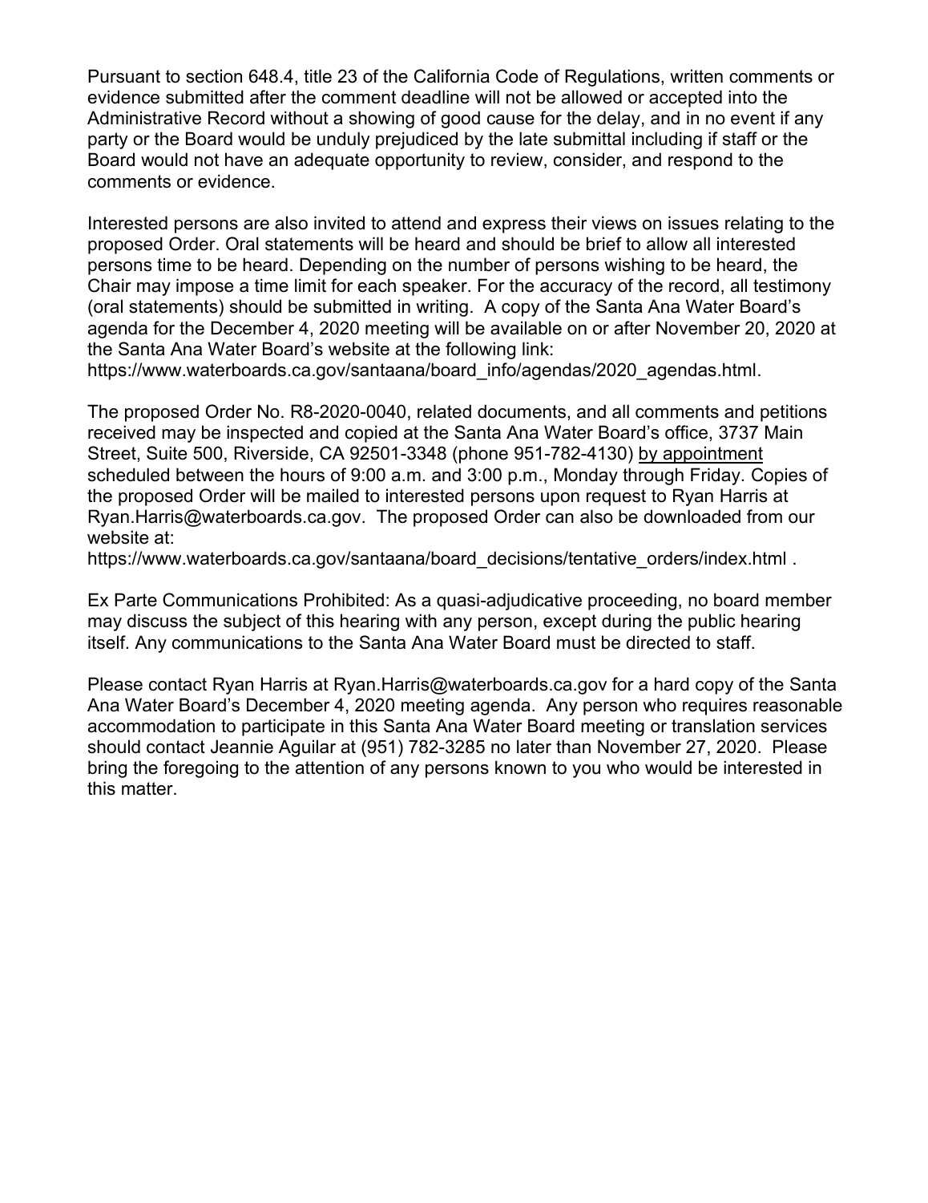Pursuant to section 648.4, title 23 of the California Code of Regulations, written comments or evidence submitted after the comment deadline will not be allowed or accepted into the Administrative Record without a showing of good cause for the delay, and in no event if any party or the Board would be unduly prejudiced by the late submittal including if staff or the Board would not have an adequate opportunity to review, consider, and respond to the comments or evidence.

Interested persons are also invited to attend and express their views on issues relating to the proposed Order. Oral statements will be heard and should be brief to allow all interested persons time to be heard. Depending on the number of persons wishing to be heard, the Chair may impose a time limit for each speaker. For the accuracy of the record, all testimony (oral statements) should be submitted in writing. A copy of the Santa Ana Water Board's agenda for the December 4, 2020 meeting will be available on or after November 20, 2020 at the Santa Ana Water Board's website at the following link: https://www.waterboards.ca.gov/santaana/board_info/agendas/2020_agendas.html.

The proposed Order No. R8-2020-0040, related documents, and all comments and petitions received may be inspected and copied at the Santa Ana Water Board's office, 3737 Main Street, Suite 500, Riverside, CA 92501-3348 (phone 951-782-4130) <u>by appointment</u> scheduled between the hours of 9:00 a.m. and 3:00 p.m., Monday through Friday. Copies of the proposed Order will be mailed to interested persons upon request to Ryan Harris at Ryan.Harris@waterboards.ca.gov. The proposed Order can also be downloaded from our website at: https://www.waterboards.ca.gov/santaana/board_decisions/tentative_orders/index.html .

Ex Parte Communications Prohibited: As a quasi-adjudicative proceeding, no board member may discuss the subject of this hearing with any person, except during the public hearing itself. Any communications to the Santa Ana Water Board must be directed to staff.

Please contact Ryan Harris at Ryan.Harris@waterboards.ca.gov for a hard copy of the Santa Ana Water Board's December 4, 2020 meeting agenda. Any person who requires reasonable accommodation to participate in this Santa Ana Water Board meeting or translation services should contact Jeannie Aguilar at (951) 782-3285 no later than November 27, 2020. Please bring the foregoing to the attention of any persons known to you who would be interested in this matter.